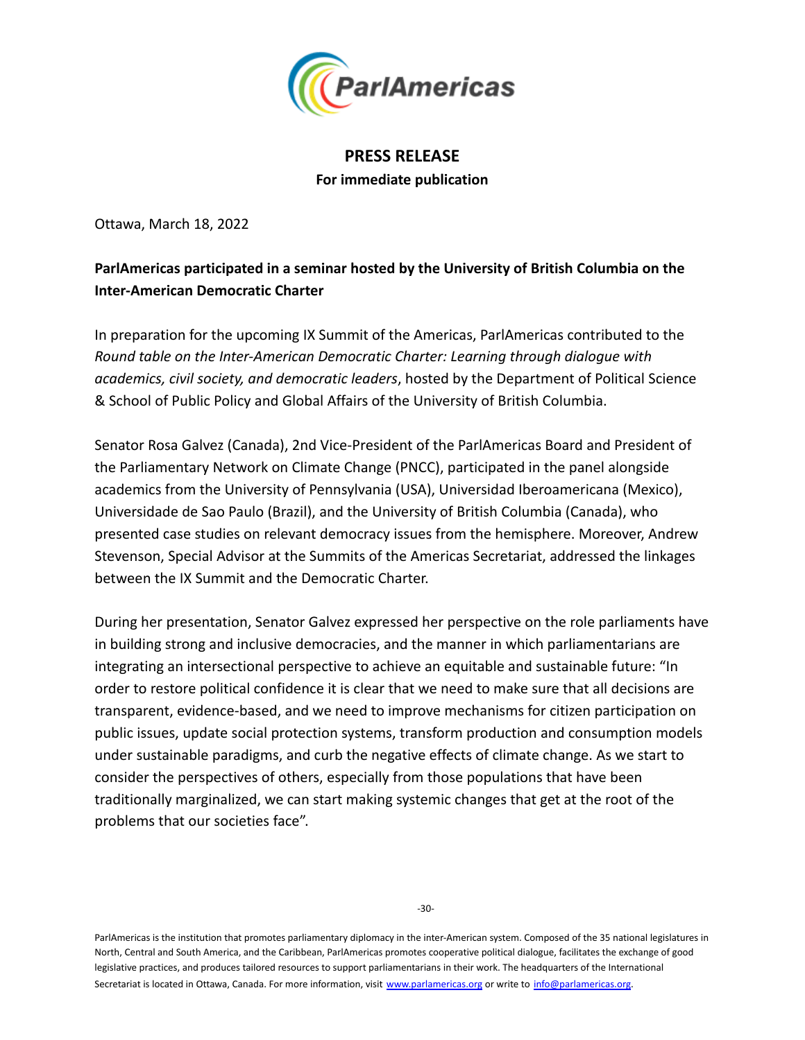# PRESS RELEASE

**For immediate publication**

Ottawa, March 18, 2022

**ParlAmericas participated in a seminar hosted by the University of British Columbia on the Inter-American Democratic Charter**

In preparation for the upcoming IX Summit of the Americas, ParlAmericas contributed to the *Round table on the Inter-American Democratic Charter: Learning through dialogue with academics, civil society, and democratic leaders*, hosted by the Department of Political Science & School of Public Policy and Global Affairs of the University of British Columbia.

Senator Rosa Galvez (Canada), 2nd Vice-President of the ParlAmericas Board and President of the Parliamentary Network on Climate Change (PNCC), participated in the panel alongside academics from the University of Pennsylvania (USA), Universidad Iberoamericana (Mexico), Universidade de Sao Paulo (Brazil), and the University of British Columbia (Canada), who presented case studies on relevant democracy issues from the hemisphere. Moreover, Andrew Stevenson, Special Advisor at the Summits of the Americas Secretariat, addressed the linkages between the IX Summit and the Democratic Charter.

During her presentation, Senator Galvez expressed her perspective on the role parliaments have in building strong and inclusive democracies, and the manner in which parliamentarians are integrating an intersectional perspective to achieve an equitable and sustainable future: "In order to restore political confidence it is clear that we need to make sure that all decisions are transparent, evidence-based, and we need to improve mechanisms for citizen participation on public issues, update social protection systems, transform production and consumption models under sustainable paradigms, and curb the negative effects of climate change. As we start to consider the perspectives of others, especially from those populations that have been traditionally marginalized, we can start making systemic changes that get at the root of the problems that our societies face".

-30-

ParlAmericas is the institution that promotes parliamentary diplomacy in the inter-American system. Composed of the 35 national legislatures in North, Central and South America, and the Caribbean, ParlAmericas promotes cooperative political dialogue, facilitates the exchange of good legislative practices, and produces tailored resources to support parliamentarians in their work. The headquarters of the International Secretariat is located in Ottawa, Canada. For more information, visit www.parlamericas.org or write to info@parlamericas.org.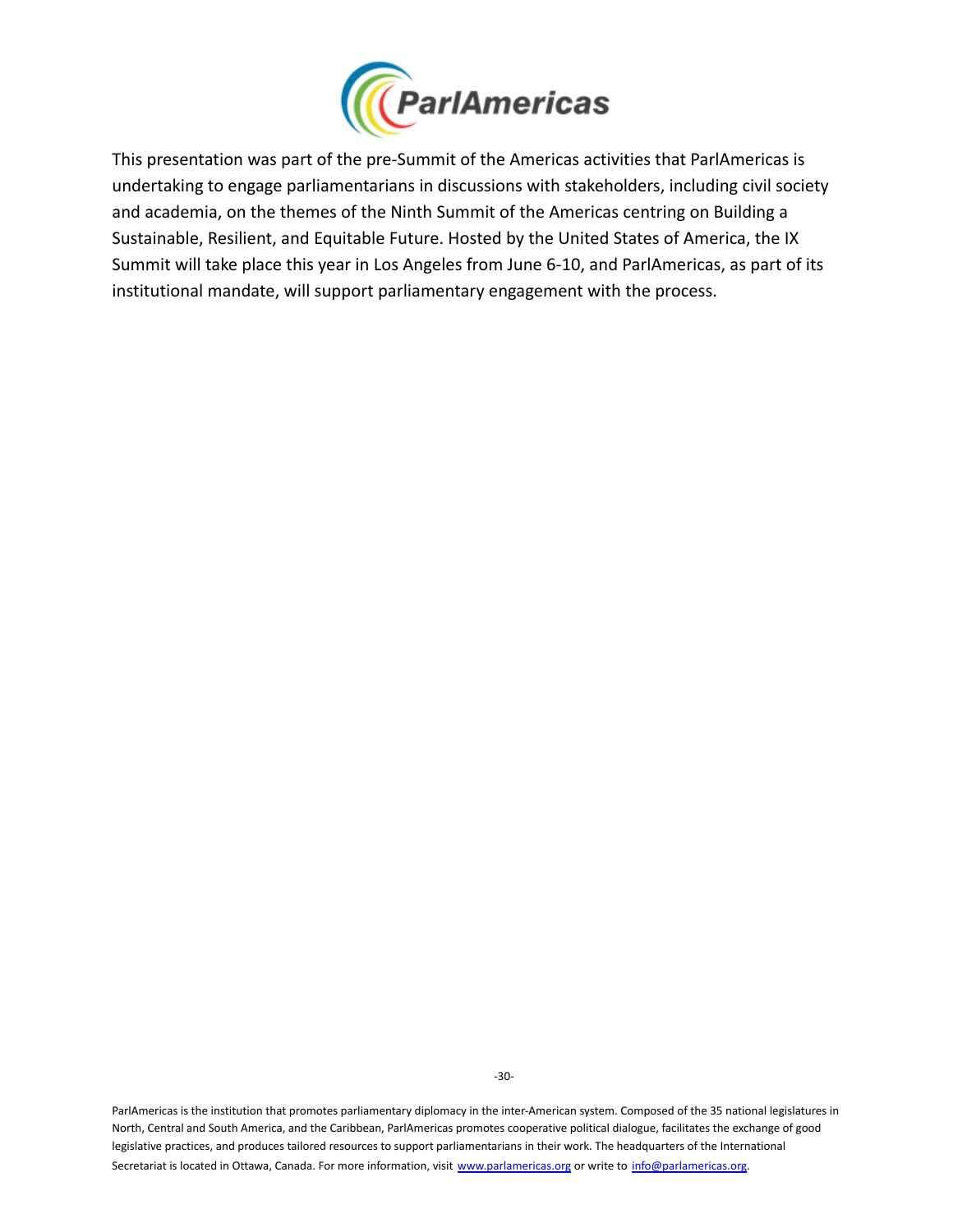This presentation was part of the pre-Summit of the Americas activities that ParlAmericas is undertaking to engage parliamentarians in discussions with stakeholders, including civil society and academia, on the themes of the Ninth Summit of the Americas centring on Building a Sustainable, Resilient, and Equitable Future. Hosted by the United States of America, the IX Summit will take place this year in Los Angeles from June 6-10, and ParlAmericas, as part of its institutional mandate, will support parliamentary engagement with the process.

-30-

ParlAmericas is the institution that promotes parliamentary diplomacy in the inter-American system. Composed of the 35 national legislatures in North, Central and South America, and the Caribbean, ParlAmericas promotes cooperative political dialogue, facilitates the exchange of good legislative practices, and produces tailored resources to support parliamentarians in their work. The headquarters of the International Secretariat is located in Ottawa, Canada. For more information, visit [www.parlamericas.org](http://www.parlamericas.org) or write to [info@parlamericas.org](mailto:info@parlamericas.org).